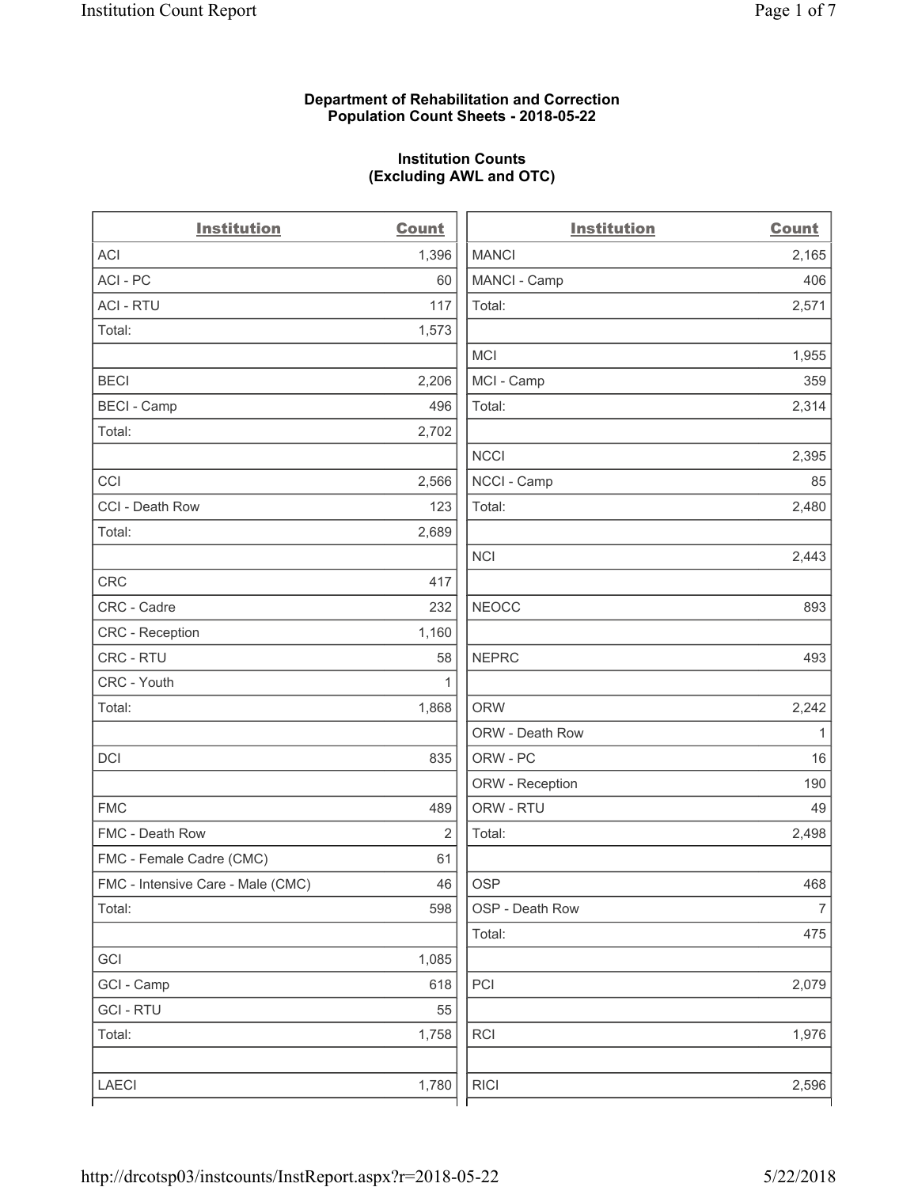**Department of Rehabilitation and Correction**
**Population Count Sheets - 2018-05-22**

**Institution Counts**
**(Excluding AWL and OTC)**

| Institution | Count |
| --- | --- |
| ACI | 1,396 |
| ACI - PC | 60 |
| ACI - RTU | 117 |
| Total: | 1,573 |
| | |
| BECI | 2,206 |
| BECI - Camp | 496 |
| Total: | 2,702 |
| | |
| CCI | 2,566 |
| CCI - Death Row | 123 |
| Total: | 2,689 |
| | |
| CRC | 417 |
| CRC - Cadre | 232 |
| CRC - Reception | 1,160 |
| CRC - RTU | 58 |
| CRC - Youth | 1 |
| Total: | 1,868 |
| | |
| DCI | 835 |
| | |
| FMC | 489 |
| FMC - Death Row | 2 |
| FMC - Female Cadre (CMC) | 61 |
| FMC - Intensive Care - Male (CMC) | 46 |
| Total: | 598 |
| | |
| GCI | 1,085 |
| GCI - Camp | 618 |
| GCI - RTU | 55 |
| Total: | 1,758 |
| | |
| LAECI | 1,780 |
| MANCI | 2,165 |
| MANCI - Camp | 406 |
| Total: | 2,571 |
| | |
| MCI | 1,955 |
| MCI - Camp | 359 |
| Total: | 2,314 |
| | |
| NCCI | 2,395 |
| NCCI - Camp | 85 |
| Total: | 2,480 |
| | |
| NCI | 2,443 |
| | |
| NEOCC | 893 |
| | |
| NEPRC | 493 |
| | |
| ORW | 2,242 |
| ORW - Death Row | 1 |
| ORW - PC | 16 |
| ORW - Reception | 190 |
| ORW - RTU | 49 |
| Total: | 2,498 |
| | |
| OSP | 468 |
| OSP - Death Row | 7 |
| Total: | 475 |
| | |
| PCI | 2,079 |
| | |
| RCI | 1,976 |
| | |
| RICI | 2,596 |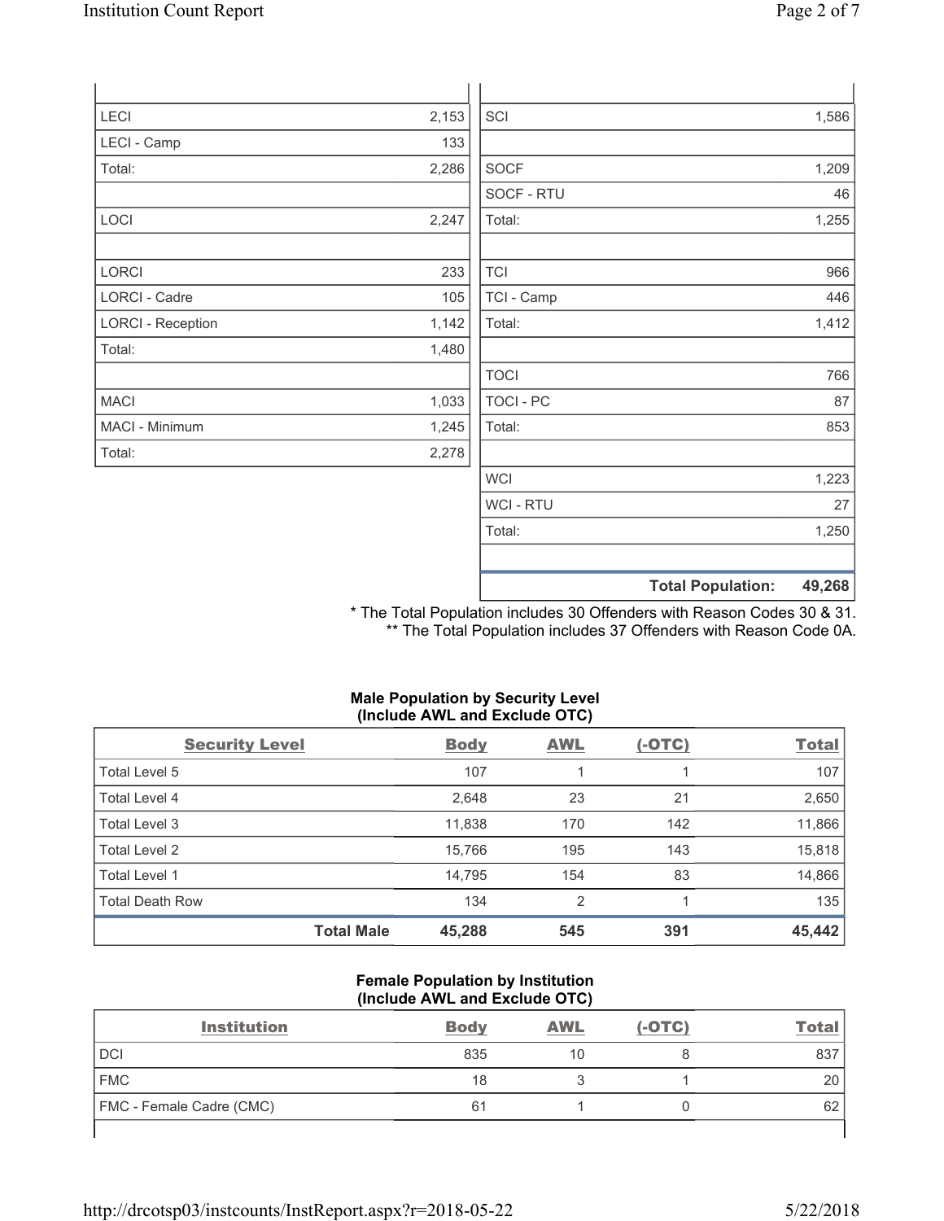| | |
|---|---|
| LECI | 2,153 |
| LECI - Camp | 133 |
| Total: | 2,286 |
| | |
| LOCI | 2,247 |
| | |
| LORCI | 233 |
| LORCI - Cadre | 105 |
| LORCI - Reception | 1,142 |
| Total: | 1,480 |
| | |
| MACI | 1,033 |
| MACI - Minimum | 1,245 |
| Total: | 2,278 |

| | |
|---|---|
| SCI | 1,586 |
| | |
| SOCF | 1,209 |
| SOCF - RTU | 46 |
| Total: | 1,255 |
| | |
| TCI | 966 |
| TCI - Camp | 446 |
| Total: | 1,412 |
| | |
| TOCI | 766 |
| TOCI - PC | 87 |
| Total: | 853 |
| | |
| WCI | 1,223 |
| WCI - RTU | 27 |
| Total: | 1,250 |
| | |
| **Total Population:** | **49,268** |

\* The Total Population includes 30 Offenders with Reason Codes 30 & 31.
\** The Total Population includes 37 Offenders with Reason Code 0A.

**Male Population by Security Level (Include AWL and Exclude OTC)**

| Security Level | Body | AWL | (-OTC) | Total |
|---|---|---|---|---|
| Total Level 5 | 107 | 1 | 1 | 107 |
| Total Level 4 | 2,648 | 23 | 21 | 2,650 |
| Total Level 3 | 11,838 | 170 | 142 | 11,866 |
| Total Level 2 | 15,766 | 195 | 143 | 15,818 |
| Total Level 1 | 14,795 | 154 | 83 | 14,866 |
| Total Death Row | 134 | 2 | 1 | 135 |
| **Total Male** | **45,288** | **545** | **391** | **45,442** |

**Female Population by Institution (Include AWL and Exclude OTC)**

| Institution | Body | AWL | (-OTC) | Total |
|---|---|---|---|---|
| DCI | 835 | 10 | 8 | 837 |
| FMC | 18 | 3 | 1 | 20 |
| FMC - Female Cadre (CMC) | 61 | 1 | 0 | 62 |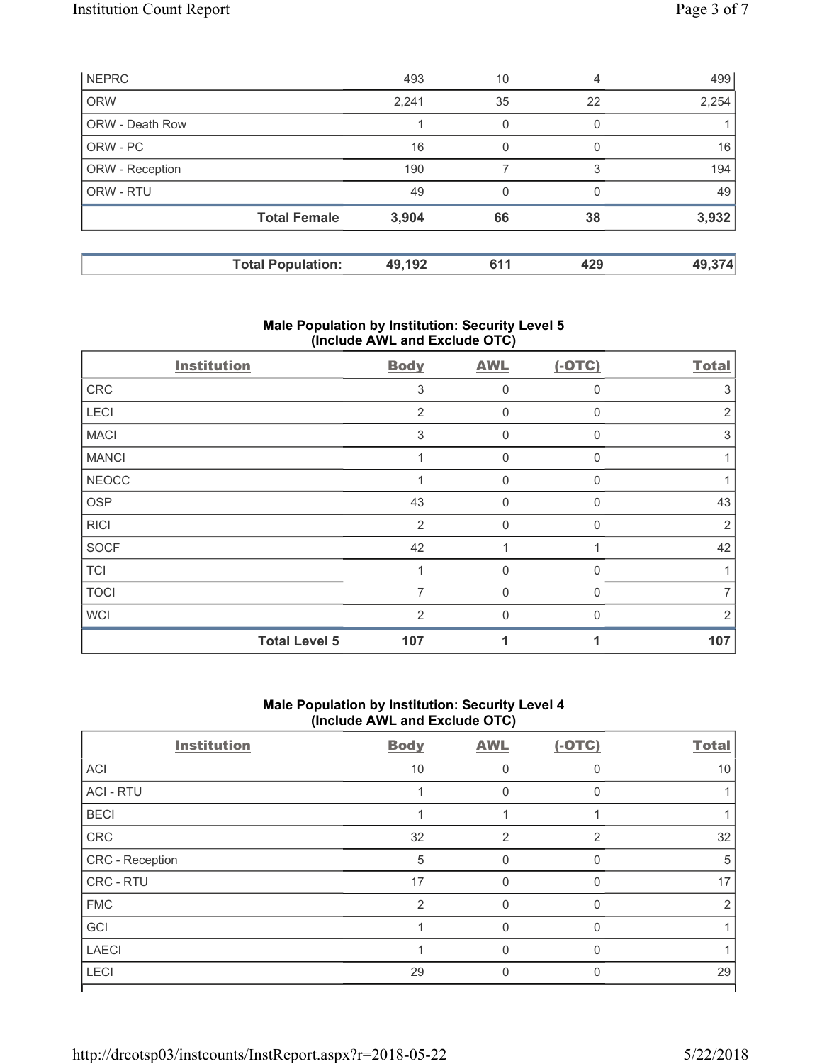| NEPRC | 493 | 10 | 4 | 499 |
|---|---|---|---|---|
| ORW | 2,241 | 35 | 22 | 2,254 |
| ORW - Death Row | 1 | 0 | 0 | 1 |
| ORW - PC | 16 | 0 | 0 | 16 |
| ORW - Reception | 190 | 7 | 3 | 194 |
| ORW - RTU | 49 | 0 | 0 | 49 |
| **Total Female** | **3,904** | **66** | **38** | **3,932** |

| **Total Population:** | **49,192** | **611** | **429** | **49,374** |
|---|---|---|---|---|

### Male Population by Institution: Security Level 5 (Include AWL and Exclude OTC)

| Institution | Body | AWL | (-OTC) | Total |
|---|---|---|---|---|
| CRC | 3 | 0 | 0 | 3 |
| LECI | 2 | 0 | 0 | 2 |
| MACI | 3 | 0 | 0 | 3 |
| MANCI | 1 | 0 | 0 | 1 |
| NEOCC | 1 | 0 | 0 | 1 |
| OSP | 43 | 0 | 0 | 43 |
| RICI | 2 | 0 | 0 | 2 |
| SOCF | 42 | 1 | 1 | 42 |
| TCI | 1 | 0 | 0 | 1 |
| TOCI | 7 | 0 | 0 | 7 |
| WCI | 2 | 0 | 0 | 2 |
| **Total Level 5** | **107** | **1** | **1** | **107** |

### Male Population by Institution: Security Level 4 (Include AWL and Exclude OTC)

| Institution | Body | AWL | (-OTC) | Total |
|---|---|---|---|---|
| ACI | 10 | 0 | 0 | 10 |
| ACI - RTU | 1 | 0 | 0 | 1 |
| BECI | 1 | 1 | 1 | 1 |
| CRC | 32 | 2 | 2 | 32 |
| CRC - Reception | 5 | 0 | 0 | 5 |
| CRC - RTU | 17 | 0 | 0 | 17 |
| FMC | 2 | 0 | 0 | 2 |
| GCI | 1 | 0 | 0 | 1 |
| LAECI | 1 | 0 | 0 | 1 |
| LECI | 29 | 0 | 0 | 29 |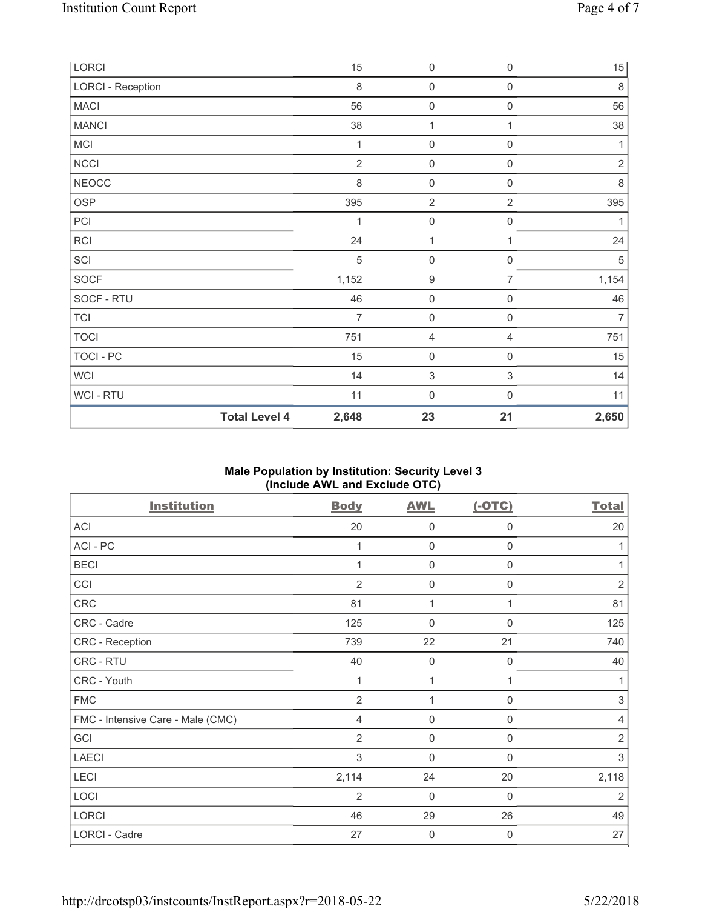| | Body | AWL | (-OTC) | Total |
|---|---|---|---|---|
| LORCI | 15 | 0 | 0 | 15 |
| LORCI - Reception | 8 | 0 | 0 | 8 |
| MACI | 56 | 0 | 0 | 56 |
| MANCI | 38 | 1 | 1 | 38 |
| MCI | 1 | 0 | 0 | 1 |
| NCCI | 2 | 0 | 0 | 2 |
| NEOCC | 8 | 0 | 0 | 8 |
| OSP | 395 | 2 | 2 | 395 |
| PCI | 1 | 0 | 0 | 1 |
| RCI | 24 | 1 | 1 | 24 |
| SCI | 5 | 0 | 0 | 5 |
| SOCF | 1,152 | 9 | 7 | 1,154 |
| SOCF - RTU | 46 | 0 | 0 | 46 |
| TCI | 7 | 0 | 0 | 7 |
| TOCI | 751 | 4 | 4 | 751 |
| TOCI - PC | 15 | 0 | 0 | 15 |
| WCI | 14 | 3 | 3 | 14 |
| WCI - RTU | 11 | 0 | 0 | 11 |
| **Total Level 4** | **2,648** | **23** | **21** | **2,650** |

**Male Population by Institution: Security Level 3 (Include AWL and Exclude OTC)**

| Institution | Body | AWL | (-OTC) | Total |
|---|---|---|---|---|
| ACI | 20 | 0 | 0 | 20 |
| ACI - PC | 1 | 0 | 0 | 1 |
| BECI | 1 | 0 | 0 | 1 |
| CCI | 2 | 0 | 0 | 2 |
| CRC | 81 | 1 | 1 | 81 |
| CRC - Cadre | 125 | 0 | 0 | 125 |
| CRC - Reception | 739 | 22 | 21 | 740 |
| CRC - RTU | 40 | 0 | 0 | 40 |
| CRC - Youth | 1 | 1 | 1 | 1 |
| FMC | 2 | 1 | 0 | 3 |
| FMC - Intensive Care - Male (CMC) | 4 | 0 | 0 | 4 |
| GCI | 2 | 0 | 0 | 2 |
| LAECI | 3 | 0 | 0 | 3 |
| LECI | 2,114 | 24 | 20 | 2,118 |
| LOCI | 2 | 0 | 0 | 2 |
| LORCI | 46 | 29 | 26 | 49 |
| LORCI - Cadre | 27 | 0 | 0 | 27 |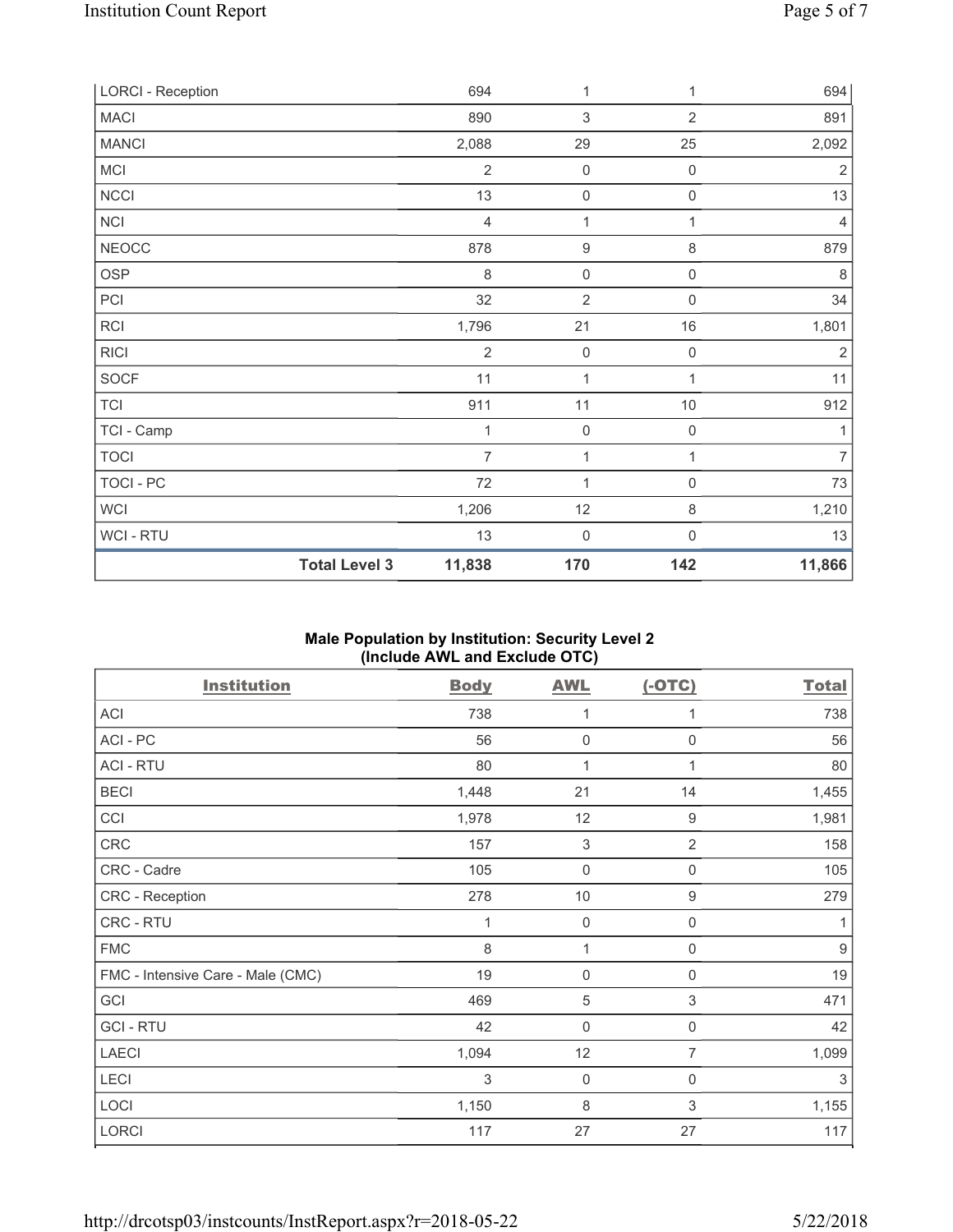| LORCI - Reception | | 694 | 1 | 1 | 694 |
|---|---|---|---|---|---|
| MACI | | 890 | 3 | 2 | 891 |
| MANCI | | 2,088 | 29 | 25 | 2,092 |
| MCI | | 2 | 0 | 0 | 2 |
| NCCI | | 13 | 0 | 0 | 13 |
| NCI | | 4 | 1 | 1 | 4 |
| NEOCC | | 878 | 9 | 8 | 879 |
| OSP | | 8 | 0 | 0 | 8 |
| PCI | | 32 | 2 | 0 | 34 |
| RCI | | 1,796 | 21 | 16 | 1,801 |
| RICI | | 2 | 0 | 0 | 2 |
| SOCF | | 11 | 1 | 1 | 11 |
| TCI | | 911 | 11 | 10 | 912 |
| TCI - Camp | | 1 | 0 | 0 | 1 |
| TOCI | | 7 | 1 | 1 | 7 |
| TOCI - PC | | 72 | 1 | 0 | 73 |
| WCI | | 1,206 | 12 | 8 | 1,210 |
| WCI - RTU | | 13 | 0 | 0 | 13 |
| | **Total Level 3** | **11,838** | **170** | **142** | **11,866** |

## Male Population by Institution: Security Level 2 (Include AWL and Exclude OTC)

| Institution | Body | AWL | (-OTC) | Total |
|---|---|---|---|---|
| ACI | 738 | 1 | 1 | 738 |
| ACI - PC | 56 | 0 | 0 | 56 |
| ACI - RTU | 80 | 1 | 1 | 80 |
| BECI | 1,448 | 21 | 14 | 1,455 |
| CCI | 1,978 | 12 | 9 | 1,981 |
| CRC | 157 | 3 | 2 | 158 |
| CRC - Cadre | 105 | 0 | 0 | 105 |
| CRC - Reception | 278 | 10 | 9 | 279 |
| CRC - RTU | 1 | 0 | 0 | 1 |
| FMC | 8 | 1 | 0 | 9 |
| FMC - Intensive Care - Male (CMC) | 19 | 0 | 0 | 19 |
| GCI | 469 | 5 | 3 | 471 |
| GCI - RTU | 42 | 0 | 0 | 42 |
| LAECI | 1,094 | 12 | 7 | 1,099 |
| LECI | 3 | 0 | 0 | 3 |
| LOCI | 1,150 | 8 | 3 | 1,155 |
| LORCI | 117 | 27 | 27 | 117 |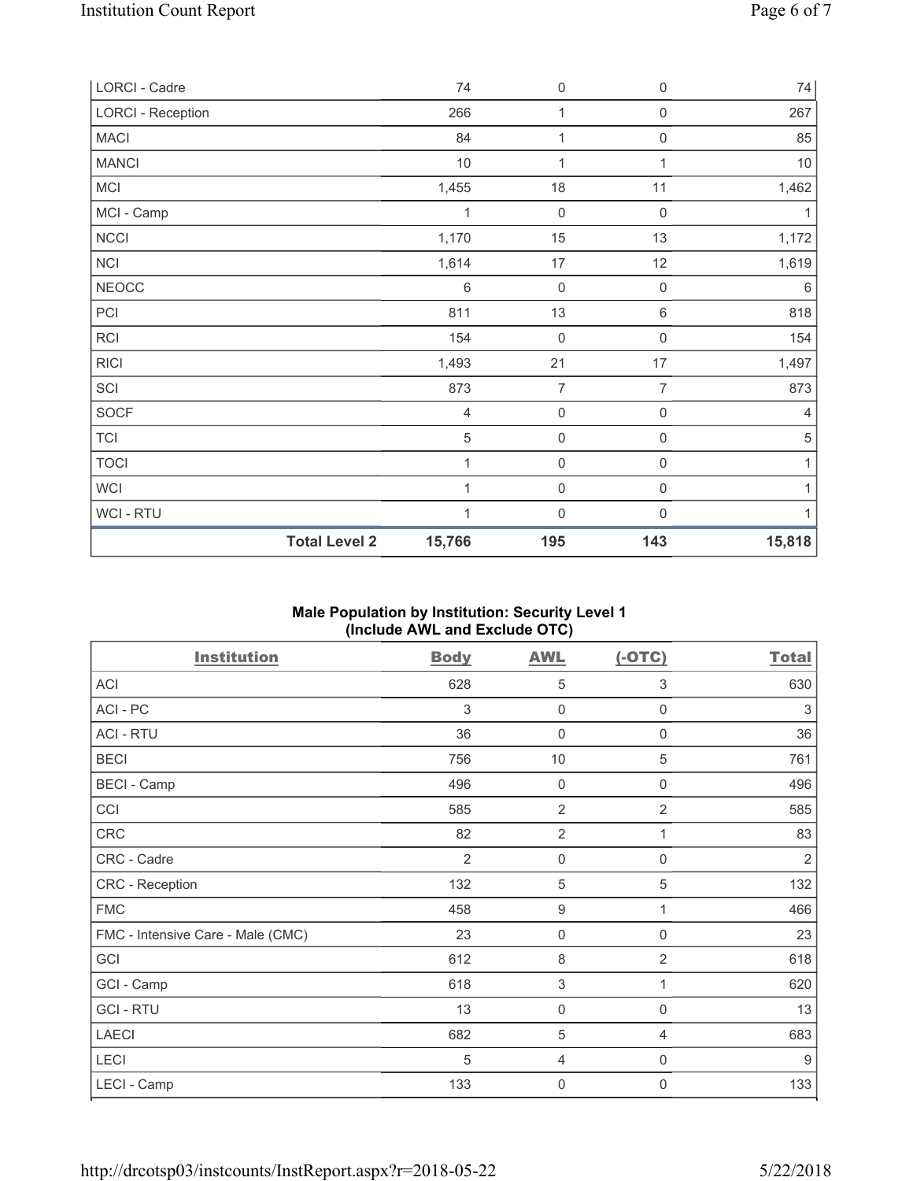| | | | | |
|---|---|---|---|---|
| LORCI - Cadre | | 74 | 0 | 0 | 74 |
| LORCI - Reception | | 266 | 1 | 0 | 267 |
| MACI | | 84 | 1 | 0 | 85 |
| MANCI | | 10 | 1 | 1 | 10 |
| MCI | | 1,455 | 18 | 11 | 1,462 |
| MCI - Camp | | 1 | 0 | 0 | 1 |
| NCCI | | 1,170 | 15 | 13 | 1,172 |
| NCI | | 1,614 | 17 | 12 | 1,619 |
| NEOCC | | 6 | 0 | 0 | 6 |
| PCI | | 811 | 13 | 6 | 818 |
| RCI | | 154 | 0 | 0 | 154 |
| RICI | | 1,493 | 21 | 17 | 1,497 |
| SCI | | 873 | 7 | 7 | 873 |
| SOCF | | 4 | 0 | 0 | 4 |
| TCI | | 5 | 0 | 0 | 5 |
| TOCI | | 1 | 0 | 0 | 1 |
| WCI | | 1 | 0 | 0 | 1 |
| WCI - RTU | | 1 | 0 | 0 | 1 |
| | **Total Level 2** | **15,766** | **195** | **143** | **15,818** |

**Male Population by Institution: Security Level 1 (Include AWL and Exclude OTC)**

| Institution | Body | AWL | (-OTC) | Total |
|---|---|---|---|---|
| ACI | 628 | 5 | 3 | 630 |
| ACI - PC | 3 | 0 | 0 | 3 |
| ACI - RTU | 36 | 0 | 0 | 36 |
| BECI | 756 | 10 | 5 | 761 |
| BECI - Camp | 496 | 0 | 0 | 496 |
| CCI | 585 | 2 | 2 | 585 |
| CRC | 82 | 2 | 1 | 83 |
| CRC - Cadre | 2 | 0 | 0 | 2 |
| CRC - Reception | 132 | 5 | 5 | 132 |
| FMC | 458 | 9 | 1 | 466 |
| FMC - Intensive Care - Male (CMC) | 23 | 0 | 0 | 23 |
| GCI | 612 | 8 | 2 | 618 |
| GCI - Camp | 618 | 3 | 1 | 620 |
| GCI - RTU | 13 | 0 | 0 | 13 |
| LAECI | 682 | 5 | 4 | 683 |
| LECI | 5 | 4 | 0 | 9 |
| LECI - Camp | 133 | 0 | 0 | 133 |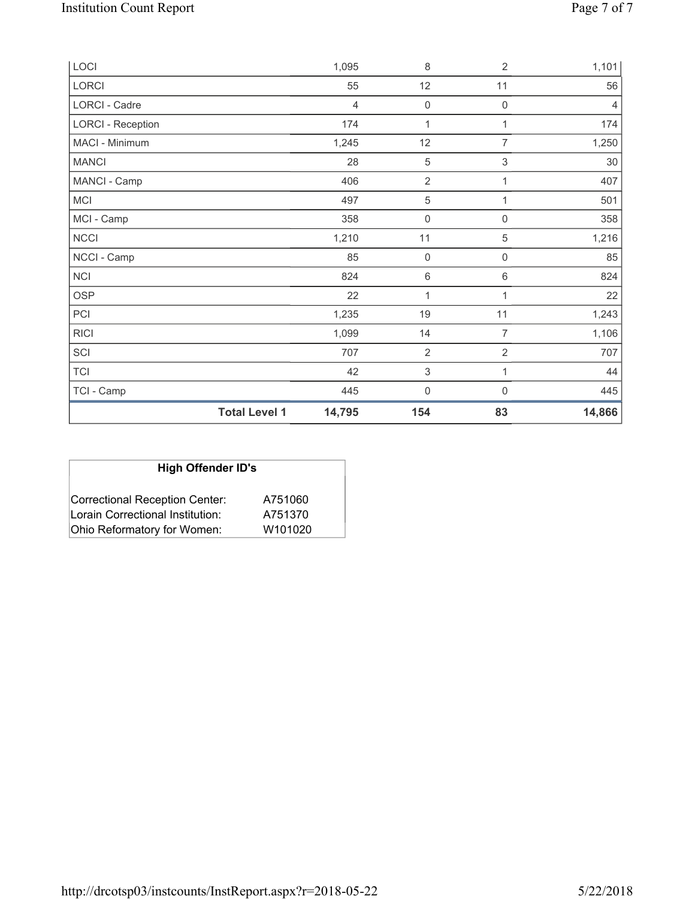| | | | | |
|---|---|---|---|---|
| LOCI | 1,095 | 8 | 2 | 1,101 |
| LORCI | 55 | 12 | 11 | 56 |
| LORCI - Cadre | 4 | 0 | 0 | 4 |
| LORCI - Reception | 174 | 1 | 1 | 174 |
| MACI - Minimum | 1,245 | 12 | 7 | 1,250 |
| MANCI | 28 | 5 | 3 | 30 |
| MANCI - Camp | 406 | 2 | 1 | 407 |
| MCI | 497 | 5 | 1 | 501 |
| MCI - Camp | 358 | 0 | 0 | 358 |
| NCCI | 1,210 | 11 | 5 | 1,216 |
| NCCI - Camp | 85 | 0 | 0 | 85 |
| NCI | 824 | 6 | 6 | 824 |
| OSP | 22 | 1 | 1 | 22 |
| PCI | 1,235 | 19 | 11 | 1,243 |
| RICI | 1,099 | 14 | 7 | 1,106 |
| SCI | 707 | 2 | 2 | 707 |
| TCI | 42 | 3 | 1 | 44 |
| TCI - Camp | 445 | 0 | 0 | 445 |
| **Total Level 1** | **14,795** | **154** | **83** | **14,866** |

| High Offender ID's | |
|---|---|
| Correctional Reception Center: | A751060 |
| Lorain Correctional Institution: | A751370 |
| Ohio Reformatory for Women: | W101020 |